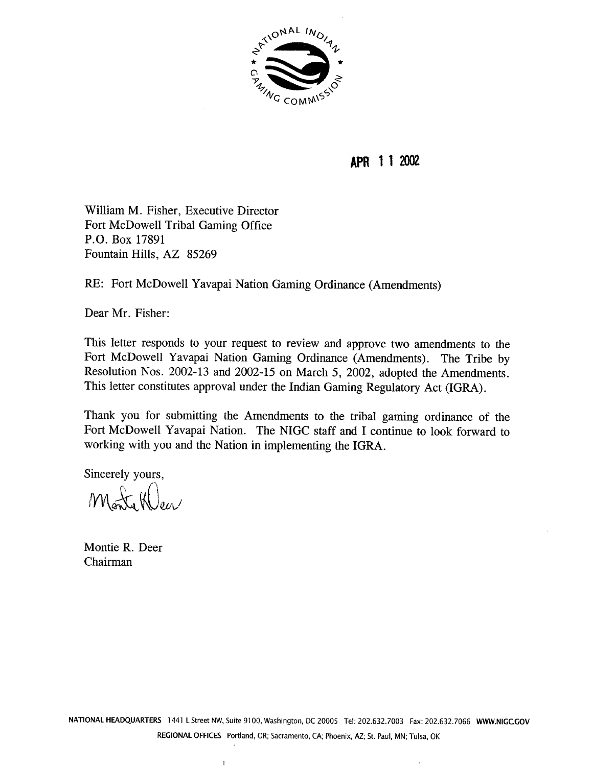NATIONAL INDIAN GAMING COMMISSION

**APR 11 2002**

William M. Fisher, Executive Director
Fort McDowell Tribal Gaming Office
P.O. Box 17891
Fountain Hills, AZ 85269

RE: Fort McDowell Yavapai Nation Gaming Ordinance (Amendments)

Dear Mr. Fisher:

This letter responds to your request to review and approve two amendments to the Fort McDowell Yavapai Nation Gaming Ordinance (Amendments). The Tribe by Resolution Nos. 2002-13 and 2002-15 on March 5, 2002, adopted the Amendments. This letter constitutes approval under the Indian Gaming Regulatory Act (IGRA).

Thank you for submitting the Amendments to the tribal gaming ordinance of the Fort McDowell Yavapai Nation. The NIGC staff and I continue to look forward to working with you and the Nation in implementing the IGRA.

Sincerely yours,

Montie R. Deer
Chairman

**NATIONAL HEADQUARTERS** 1441 L Street NW, Suite 9100, Washington, DC 20005 Tel: 202.632.7003 Fax: 202.632.7066 **WWW.NIGC.GOV**

**REGIONAL OFFICES** Portland, OR; Sacramento, CA; Phoenix, AZ; St. Paul, MN; Tulsa, OK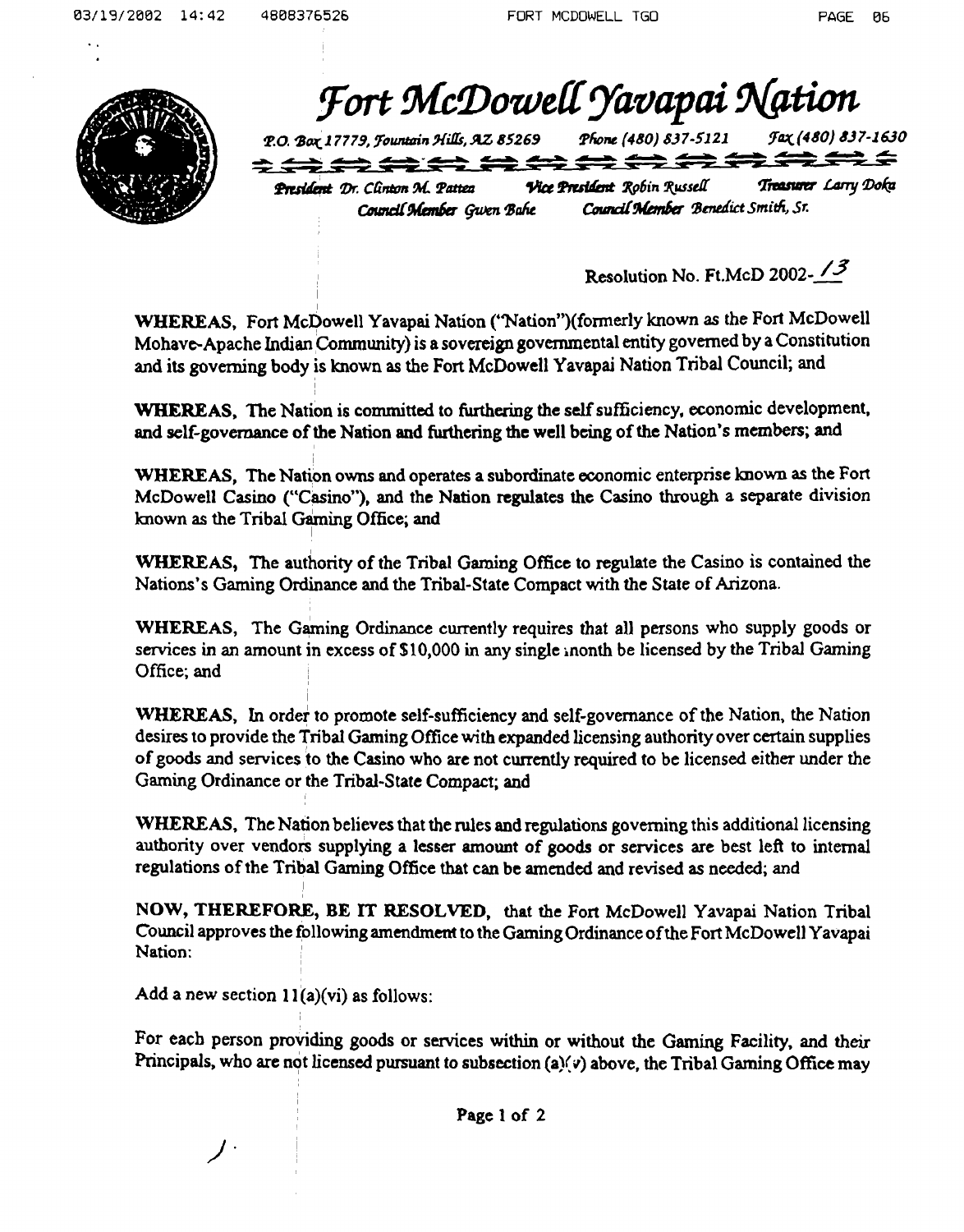# Fort McDowell Yavapai Nation

*P.O. Box 17779, Fountain Hills, AZ 85269* *Phone (480) 837-5121* *Fax (480) 837-1630*

*President Dr. Clinton M. Pattea* *Vice President Robin Russell* *Treasurer Larry Doka*
*Council Member Gwen Bahe* *Council Member Benedict Smith, Sr.*

Resolution No. Ft.McD 2002-13

**WHEREAS,** Fort McDowell Yavapai Nation ("Nation")(formerly known as the Fort McDowell Mohave-Apache Indian Community) is a sovereign governmental entity governed by a Constitution and its governing body is known as the Fort McDowell Yavapai Nation Tribal Council; and

**WHEREAS,** The Nation is committed to furthering the self sufficiency, economic development, and self-governance of the Nation and furthering the well being of the Nation's members; and

**WHEREAS,** The Nation owns and operates a subordinate economic enterprise known as the Fort McDowell Casino ("Casino"), and the Nation regulates the Casino through a separate division known as the Tribal Gaming Office; and

**WHEREAS,** The authority of the Tribal Gaming Office to regulate the Casino is contained the Nations's Gaming Ordinance and the Tribal-State Compact with the State of Arizona.

**WHEREAS,** The Gaming Ordinance currently requires that all persons who supply goods or services in an amount in excess of $10,000 in any single month be licensed by the Tribal Gaming Office; and

**WHEREAS,** In order to promote self-sufficiency and self-governance of the Nation, the Nation desires to provide the Tribal Gaming Office with expanded licensing authority over certain supplies of goods and services to the Casino who are not currently required to be licensed either under the Gaming Ordinance or the Tribal-State Compact; and

**WHEREAS,** The Nation believes that the rules and regulations governing this additional licensing authority over vendors supplying a lesser amount of goods or services are best left to internal regulations of the Tribal Gaming Office that can be amended and revised as needed; and

**NOW, THEREFORE, BE IT RESOLVED,** that the Fort McDowell Yavapai Nation Tribal Council approves the following amendment to the Gaming Ordinance of the Fort McDowell Yavapai Nation:

Add a new section 11(a)(vi) as follows:

For each person providing goods or services within or without the Gaming Facility, and their Principals, who are not licensed pursuant to subsection (a)(v) above, the Tribal Gaming Office may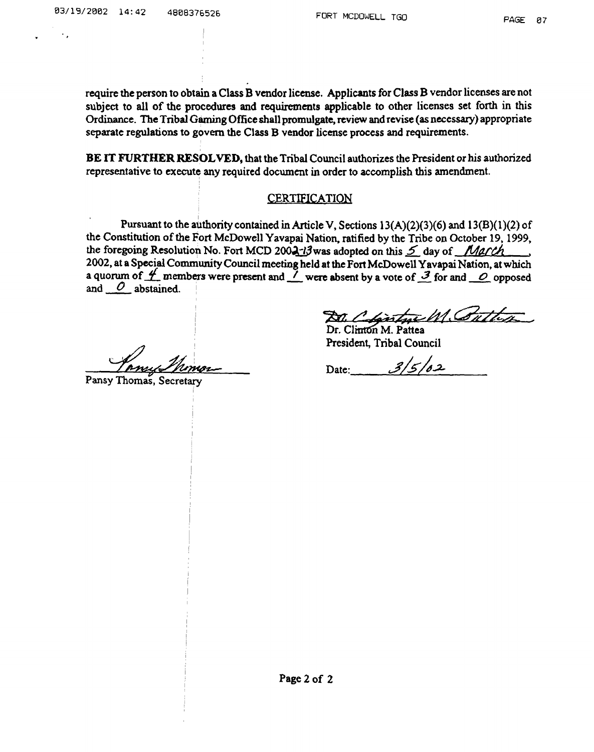require the person to obtain a Class B vendor license. Applicants for Class B vendor licenses are not subject to all of the procedures and requirements applicable to other licenses set forth in this Ordinance. The Tribal Gaming Office shall promulgate, review and revise (as necessary) appropriate separate regulations to govern the Class B vendor license process and requirements.

**BE IT FURTHER RESOLVED,** that the Tribal Council authorizes the President or his authorized representative to execute any required document in order to accomplish this amendment.

## CERTIFICATION

Pursuant to the authority contained in Article V, Sections 13(A)(2)(3)(6) and 13(B)(1)(2) of the Constitution of the Fort McDowell Yavapai Nation, ratified by the Tribe on October 19, 1999, the foregoing Resolution No. Fort MCD 2002-13 was adopted on this 5 day of March, 2002, at a Special Community Council meeting held at the Fort McDowell Yavapai Nation, at which a quorum of 4 members were present and 1 were absent by a vote of 3 for and 0 opposed and 0 abstained.

Dr. Clinton M. Pattea
President, Tribal Council

Date: 3/5/02

Pansy Thomas, Secretary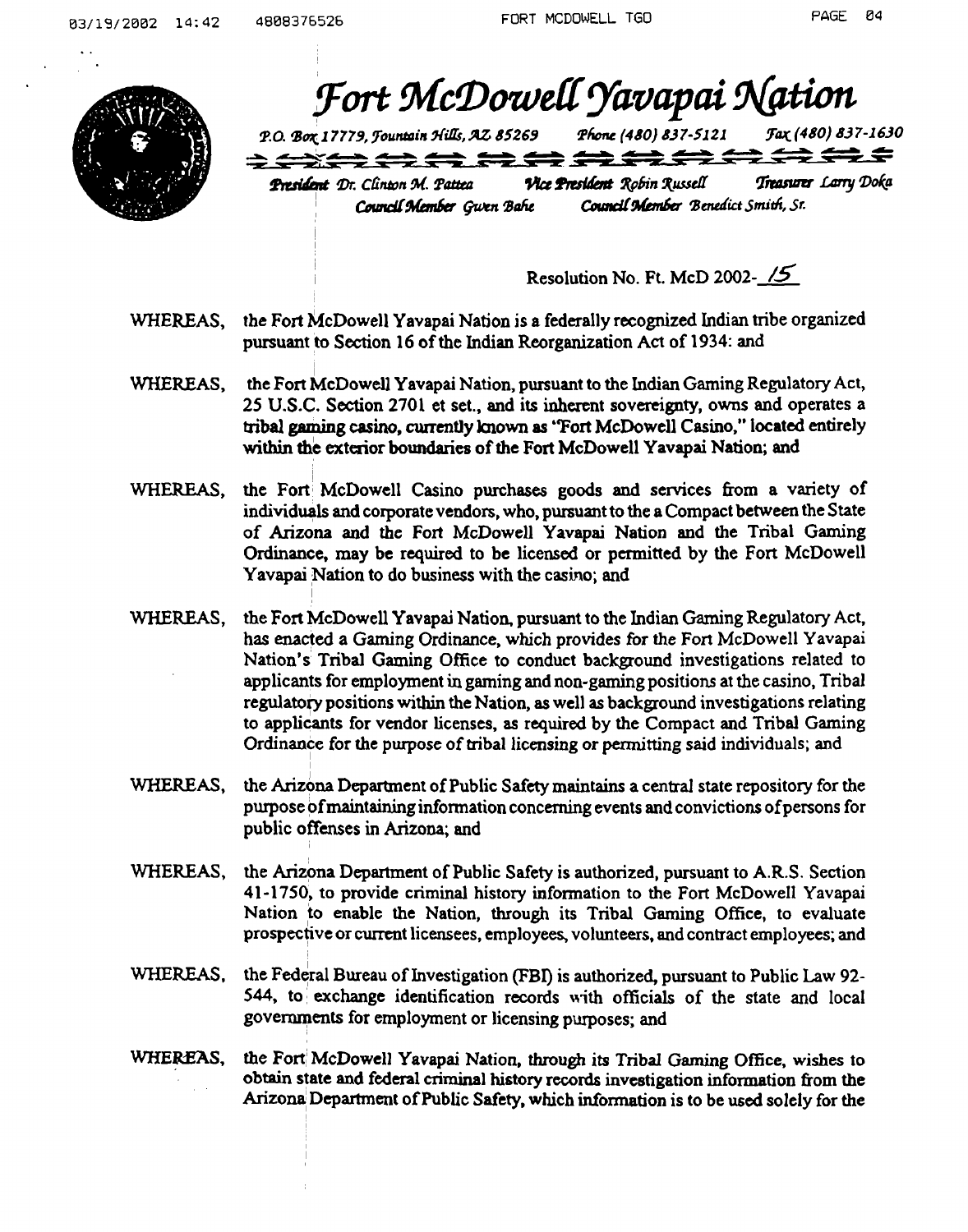# Fort McDowell Yavapai Nation

*P.O. Box 17779, Fountain Hills, AZ 85269 Phone (480) 837-5121 Fax (480) 837-1630*

*President Dr. Clinton M. Pattea* *Vice President Robin Russell* *Treasurer Larry Doka*
*Council Member Gwen Bahe* *Council Member Benedict Smith, Sr.*

Resolution No. Ft. McD 2002-15

WHEREAS, the Fort McDowell Yavapai Nation is a federally recognized Indian tribe organized pursuant to Section 16 of the Indian Reorganization Act of 1934: and

WHEREAS, the Fort McDowell Yavapai Nation, pursuant to the Indian Gaming Regulatory Act, 25 U.S.C. Section 2701 et set., and its inherent sovereignty, owns and operates a tribal gaming casino, currently known as "Fort McDowell Casino," located entirely within the exterior boundaries of the Fort McDowell Yavapai Nation; and

WHEREAS, the Fort McDowell Casino purchases goods and services from a variety of individuals and corporate vendors, who, pursuant to the a Compact between the State of Arizona and the Fort McDowell Yavapai Nation and the Tribal Gaming Ordinance, may be required to be licensed or permitted by the Fort McDowell Yavapai Nation to do business with the casino; and

WHEREAS, the Fort McDowell Yavapai Nation, pursuant to the Indian Gaming Regulatory Act, has enacted a Gaming Ordinance, which provides for the Fort McDowell Yavapai Nation's Tribal Gaming Office to conduct background investigations related to applicants for employment in gaming and non-gaming positions at the casino, Tribal regulatory positions within the Nation, as well as background investigations relating to applicants for vendor licenses, as required by the Compact and Tribal Gaming Ordinance for the purpose of tribal licensing or permitting said individuals; and

WHEREAS, the Arizona Department of Public Safety maintains a central state repository for the purpose of maintaining information concerning events and convictions of persons for public offenses in Arizona; and

WHEREAS, the Arizona Department of Public Safety is authorized, pursuant to A.R.S. Section 41-1750, to provide criminal history information to the Fort McDowell Yavapai Nation to enable the Nation, through its Tribal Gaming Office, to evaluate prospective or current licensees, employees, volunteers, and contract employees; and

WHEREAS, the Federal Bureau of Investigation (FBI) is authorized, pursuant to Public Law 92-544, to exchange identification records with officials of the state and local governments for employment or licensing purposes; and

WHEREAS, the Fort McDowell Yavapai Nation, through its Tribal Gaming Office, wishes to obtain state and federal criminal history records investigation information from the Arizona Department of Public Safety, which information is to be used solely for the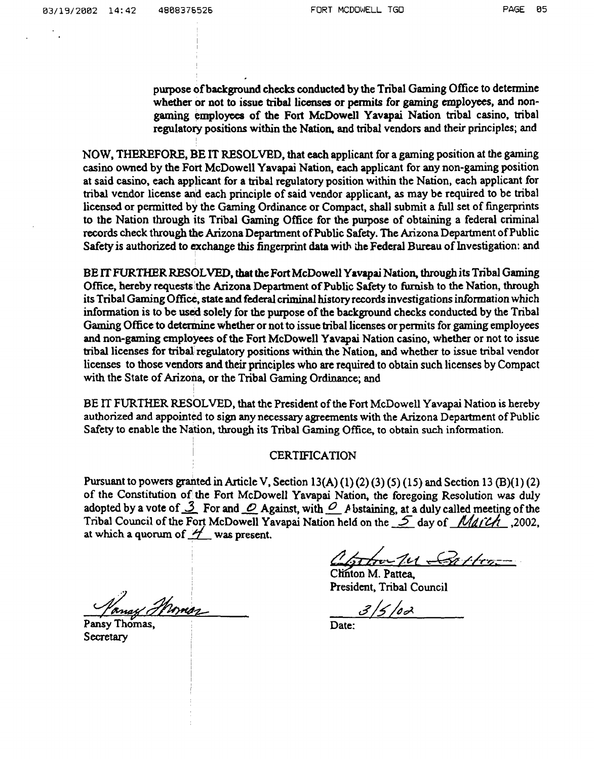purpose of background checks conducted by the Tribal Gaming Office to determine whether or not to issue tribal licenses or permits for gaming employees, and non-gaming employees of the Fort McDowell Yavapai Nation tribal casino, tribal regulatory positions within the Nation, and tribal vendors and their principles; and

NOW, THEREFORE, BE IT RESOLVED, that each applicant for a gaming position at the gaming casino owned by the Fort McDowell Yavapai Nation, each applicant for any non-gaming position at said casino, each applicant for a tribal regulatory position within the Nation, each applicant for tribal vendor license and each principle of said vendor applicant, as may be required to be tribal licensed or permitted by the Gaming Ordinance or Compact, shall submit a full set of fingerprints to the Nation through its Tribal Gaming Office for the purpose of obtaining a federal criminal records check through the Arizona Department of Public Safety. The Arizona Department of Public Safety is authorized to exchange this fingerprint data with the Federal Bureau of Investigation: and

BE IT FURTHER RESOLVED, that the Fort McDowell Yavapai Nation, through its Tribal Gaming Office, hereby requests the Arizona Department of Public Safety to furnish to the Nation, through its Tribal Gaming Office, state and federal criminal history records investigations information which information is to be used solely for the purpose of the background checks conducted by the Tribal Gaming Office to determine whether or not to issue tribal licenses or permits for gaming employees and non-gaming employees of the Fort McDowell Yavapai Nation casino, whether or not to issue tribal licenses for tribal regulatory positions within the Nation, and whether to issue tribal vendor licenses to those vendors and their principles who are required to obtain such licenses by Compact with the State of Arizona, or the Tribal Gaming Ordinance; and

BE IT FURTHER RESOLVED, that the President of the Fort McDowell Yavapai Nation is hereby authorized and appointed to sign any necessary agreements with the Arizona Department of Public Safety to enable the Nation, through its Tribal Gaming Office, to obtain such information.

## CERTIFICATION

Pursuant to powers granted in Article V, Section 13(A) (1) (2) (3) (5) (15) and Section 13 (B)(1) (2) of the Constitution of the Fort McDowell Yavapai Nation, the foregoing Resolution was duly adopted by a vote of 3 For and 0 Against, with 0 Abstaining, at a duly called meeting of the Tribal Council of the Fort McDowell Yavapai Nation held on the 5 day of March ,2002, at which a quorum of 4 was present.

Clinton M. Pattea,
President, Tribal Council

3/5/02
Date:

Pansy Thomas,
Secretary